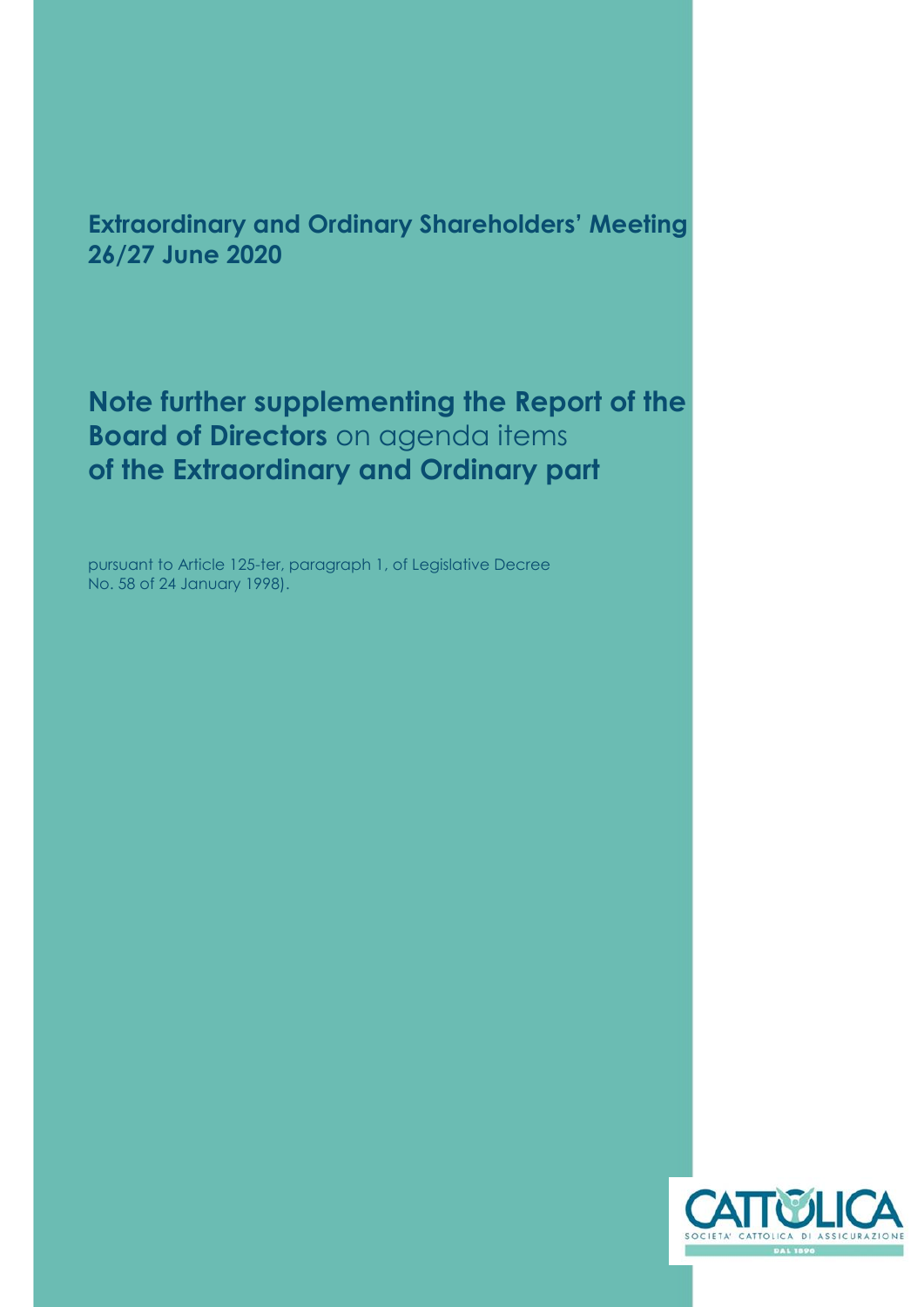**Extraordinary and Ordinary Shareholders' Meeting**
**26/27 June 2020**

# **Note further supplementing the Report of the Board of Directors** on agenda items **of the Extraordinary and Ordinary part**

pursuant to Article 125-ter, paragraph 1, of Legislative Decree No. 58 of 24 January 1998).

CATTOLICA
SOCIETA' CATTOLICA DI ASSICURAZIONE
DAL 1896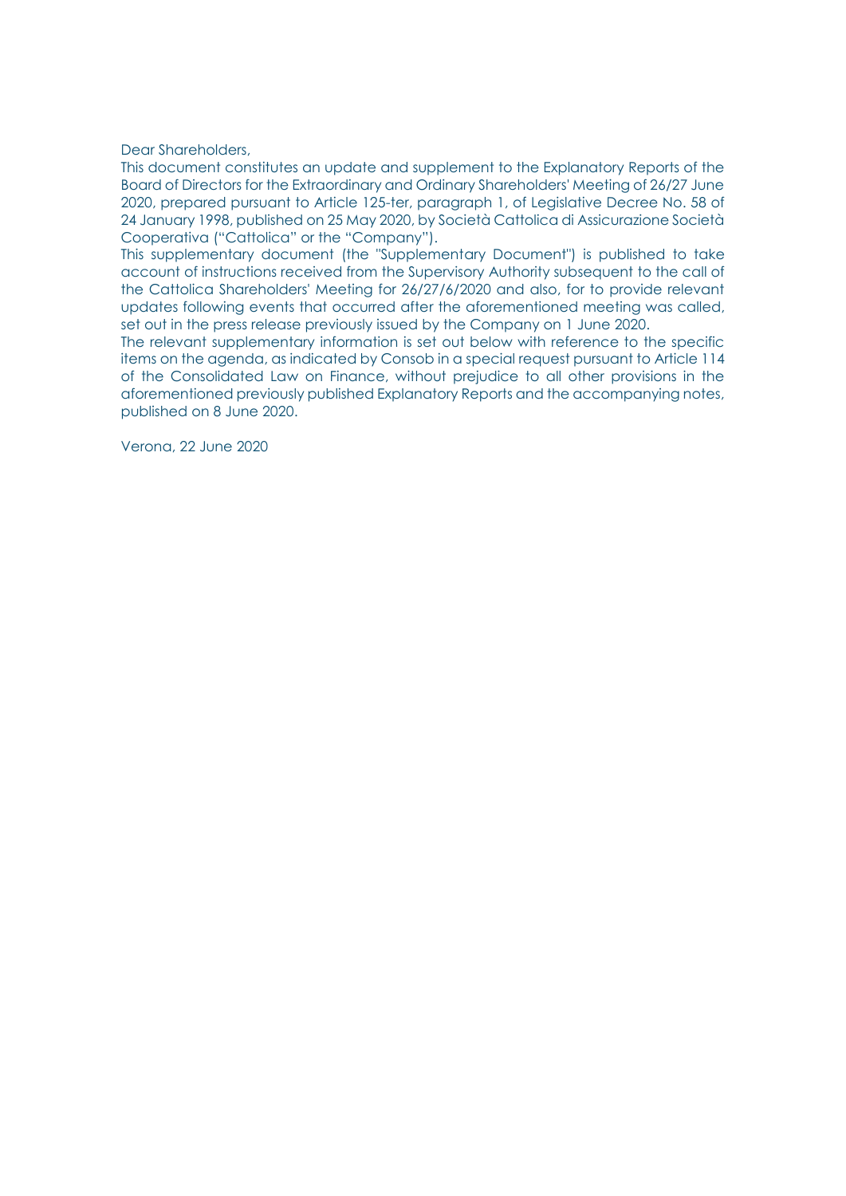Dear Shareholders,

This document constitutes an update and supplement to the Explanatory Reports of the Board of Directors for the Extraordinary and Ordinary Shareholders' Meeting of 26/27 June 2020, prepared pursuant to Article 125-ter, paragraph 1, of Legislative Decree No. 58 of 24 January 1998, published on 25 May 2020, by Società Cattolica di Assicurazione Società Cooperativa ("Cattolica" or the "Company").

This supplementary document (the "Supplementary Document") is published to take account of instructions received from the Supervisory Authority subsequent to the call of the Cattolica Shareholders' Meeting for 26/27/6/2020 and also, for to provide relevant updates following events that occurred after the aforementioned meeting was called, set out in the press release previously issued by the Company on 1 June 2020.

The relevant supplementary information is set out below with reference to the specific items on the agenda, as indicated by Consob in a special request pursuant to Article 114 of the Consolidated Law on Finance, without prejudice to all other provisions in the aforementioned previously published Explanatory Reports and the accompanying notes, published on 8 June 2020.

Verona, 22 June 2020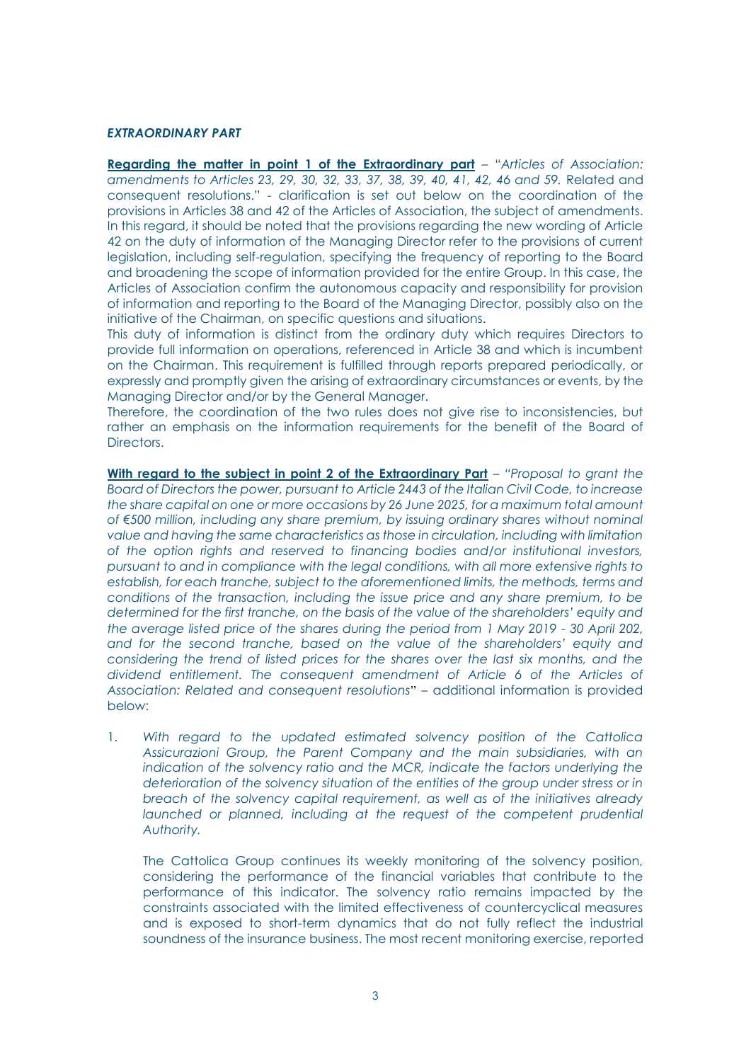***EXTRAORDINARY PART***

**Regarding the matter in point 1 of the Extraordinary part** – "*Articles of Association: amendments to Articles 23, 29, 30, 32, 33, 37, 38, 39, 40, 41, 42, 46 and 59.* Related and consequent resolutions." - clarification is set out below on the coordination of the provisions in Articles 38 and 42 of the Articles of Association, the subject of amendments. In this regard, it should be noted that the provisions regarding the new wording of Article 42 on the duty of information of the Managing Director refer to the provisions of current legislation, including self-regulation, specifying the frequency of reporting to the Board and broadening the scope of information provided for the entire Group. In this case, the Articles of Association confirm the autonomous capacity and responsibility for provision of information and reporting to the Board of the Managing Director, possibly also on the initiative of the Chairman, on specific questions and situations.

This duty of information is distinct from the ordinary duty which requires Directors to provide full information on operations, referenced in Article 38 and which is incumbent on the Chairman. This requirement is fulfilled through reports prepared periodically, or expressly and promptly given the arising of extraordinary circumstances or events, by the Managing Director and/or by the General Manager.

Therefore, the coordination of the two rules does not give rise to inconsistencies, but rather an emphasis on the information requirements for the benefit of the Board of Directors.

**With regard to the subject in point 2 of the Extraordinary Part** – "*Proposal to grant the Board of Directors the power, pursuant to Article 2443 of the Italian Civil Code, to increase the share capital on one or more occasions by 26 June 2025, for a maximum total amount of €500 million, including any share premium, by issuing ordinary shares without nominal value and having the same characteristics as those in circulation, including with limitation of the option rights and reserved to financing bodies and/or institutional investors, pursuant to and in compliance with the legal conditions, with all more extensive rights to establish, for each tranche, subject to the aforementioned limits, the methods, terms and conditions of the transaction, including the issue price and any share premium, to be determined for the first tranche, on the basis of the value of the shareholders' equity and the average listed price of the shares during the period from 1 May 2019 - 30 April 202, and for the second tranche, based on the value of the shareholders' equity and considering the trend of listed prices for the shares over the last six months, and the dividend entitlement. The consequent amendment of Article 6 of the Articles of Association: Related and consequent resolutions*" – additional information is provided below:

1. *With regard to the updated estimated solvency position of the Cattolica Assicurazioni Group, the Parent Company and the main subsidiaries, with an indication of the solvency ratio and the MCR, indicate the factors underlying the deterioration of the solvency situation of the entities of the group under stress or in breach of the solvency capital requirement, as well as of the initiatives already launched or planned, including at the request of the competent prudential Authority.*

   The Cattolica Group continues its weekly monitoring of the solvency position, considering the performance of the financial variables that contribute to the performance of this indicator. The solvency ratio remains impacted by the constraints associated with the limited effectiveness of countercyclical measures and is exposed to short-term dynamics that do not fully reflect the industrial soundness of the insurance business. The most recent monitoring exercise, reported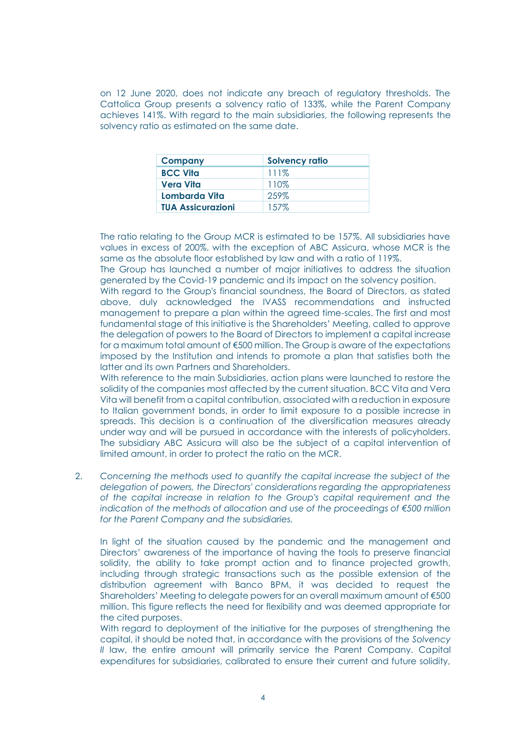on 12 June 2020, does not indicate any breach of regulatory thresholds. The Cattolica Group presents a solvency ratio of 133%, while the Parent Company achieves 141%. With regard to the main subsidiaries, the following represents the solvency ratio as estimated on the same date.

| Company | Solvency ratio |
|---|---|
| **BCC Vita** | 111% |
| **Vera Vita** | 110% |
| **Lombarda Vita** | 259% |
| **TUA Assicurazioni** | 157% |

The ratio relating to the Group MCR is estimated to be 157%. All subsidiaries have values in excess of 200%, with the exception of ABC Assicura, whose MCR is the same as the absolute floor established by law and with a ratio of 119%.

The Group has launched a number of major initiatives to address the situation generated by the Covid-19 pandemic and its impact on the solvency position.

With regard to the Group's financial soundness, the Board of Directors, as stated above, duly acknowledged the IVASS recommendations and instructed management to prepare a plan within the agreed time-scales. The first and most fundamental stage of this initiative is the Shareholders' Meeting, called to approve the delegation of powers to the Board of Directors to implement a capital increase for a maximum total amount of €500 million. The Group is aware of the expectations imposed by the Institution and intends to promote a plan that satisfies both the latter and its own Partners and Shareholders.

With reference to the main Subsidiaries, action plans were launched to restore the solidity of the companies most affected by the current situation. BCC Vita and Vera Vita will benefit from a capital contribution, associated with a reduction in exposure to Italian government bonds, in order to limit exposure to a possible increase in spreads. This decision is a continuation of the diversification measures already under way and will be pursued in accordance with the interests of policyholders. The subsidiary ABC Assicura will also be the subject of a capital intervention of limited amount, in order to protect the ratio on the MCR.

2. *Concerning the methods used to quantify the capital increase the subject of the delegation of powers, the Directors' considerations regarding the appropriateness of the capital increase in relation to the Group's capital requirement and the indication of the methods of allocation and use of the proceedings of €500 million for the Parent Company and the subsidiaries.*

In light of the situation caused by the pandemic and the management and Directors' awareness of the importance of having the tools to preserve financial solidity, the ability to take prompt action and to finance projected growth, including through strategic transactions such as the possible extension of the distribution agreement with Banco BPM, it was decided to request the Shareholders' Meeting to delegate powers for an overall maximum amount of €500 million. This figure reflects the need for flexibility and was deemed appropriate for the cited purposes.

With regard to deployment of the initiative for the purposes of strengthening the capital, it should be noted that, in accordance with the provisions of the *Solvency II* law, the entire amount will primarily service the Parent Company. Capital expenditures for subsidiaries, calibrated to ensure their current and future solidity,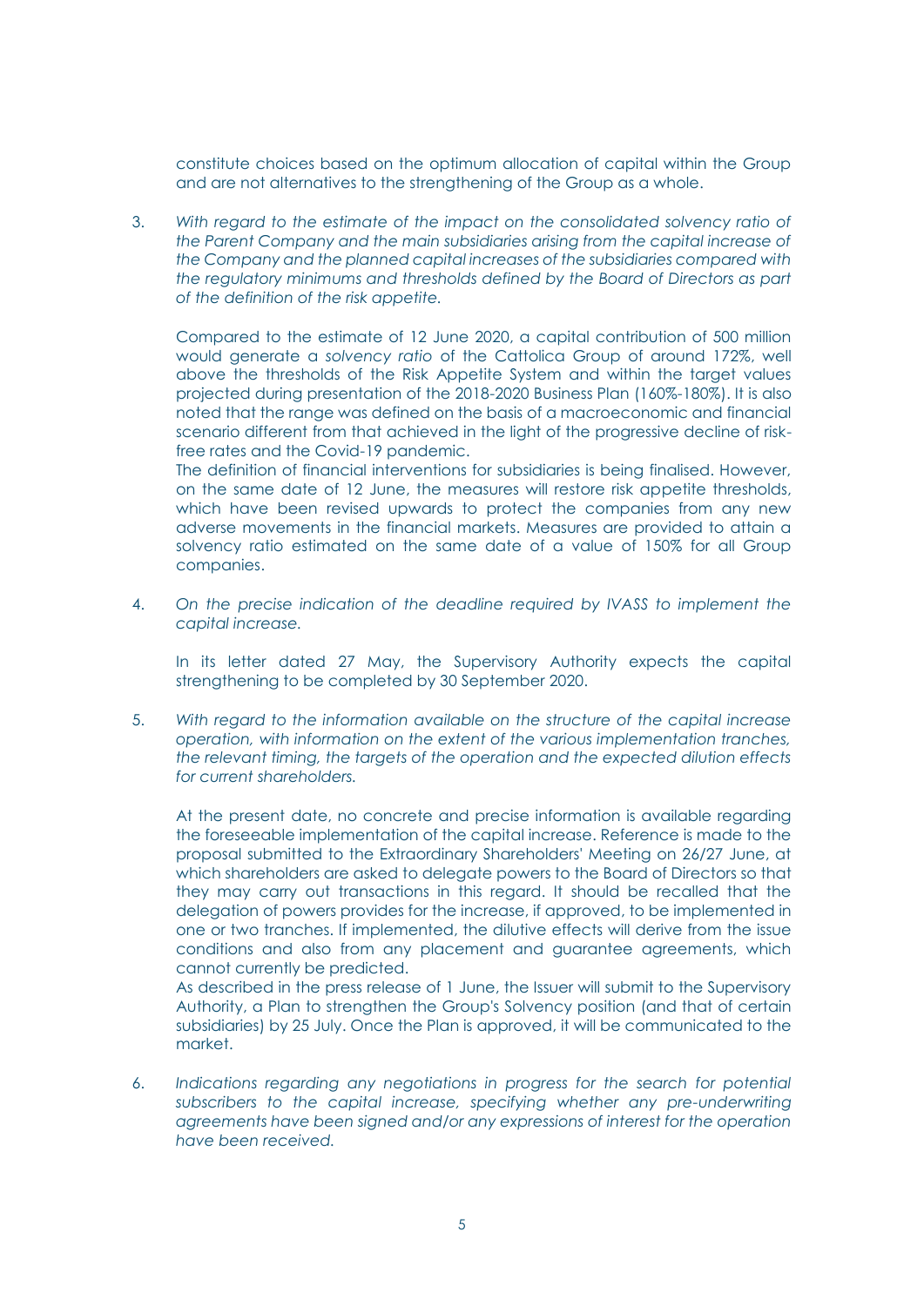constitute choices based on the optimum allocation of capital within the Group and are not alternatives to the strengthening of the Group as a whole.

3. *With regard to the estimate of the impact on the consolidated solvency ratio of the Parent Company and the main subsidiaries arising from the capital increase of the Company and the planned capital increases of the subsidiaries compared with the regulatory minimums and thresholds defined by the Board of Directors as part of the definition of the risk appetite.*

   Compared to the estimate of 12 June 2020, a capital contribution of 500 million would generate a *solvency ratio* of the Cattolica Group of around 172%, well above the thresholds of the Risk Appetite System and within the target values projected during presentation of the 2018-2020 Business Plan (160%-180%). It is also noted that the range was defined on the basis of a macroeconomic and financial scenario different from that achieved in the light of the progressive decline of risk-free rates and the Covid-19 pandemic.
   The definition of financial interventions for subsidiaries is being finalised. However, on the same date of 12 June, the measures will restore risk appetite thresholds, which have been revised upwards to protect the companies from any new adverse movements in the financial markets. Measures are provided to attain a solvency ratio estimated on the same date of a value of 150% for all Group companies.

4. *On the precise indication of the deadline required by IVASS to implement the capital increase.*

   In its letter dated 27 May, the Supervisory Authority expects the capital strengthening to be completed by 30 September 2020.

5. *With regard to the information available on the structure of the capital increase operation, with information on the extent of the various implementation tranches, the relevant timing, the targets of the operation and the expected dilution effects for current shareholders.*

   At the present date, no concrete and precise information is available regarding the foreseeable implementation of the capital increase. Reference is made to the proposal submitted to the Extraordinary Shareholders' Meeting on 26/27 June, at which shareholders are asked to delegate powers to the Board of Directors so that they may carry out transactions in this regard. It should be recalled that the delegation of powers provides for the increase, if approved, to be implemented in one or two tranches. If implemented, the dilutive effects will derive from the issue conditions and also from any placement and guarantee agreements, which cannot currently be predicted.
   As described in the press release of 1 June, the Issuer will submit to the Supervisory Authority, a Plan to strengthen the Group's Solvency position (and that of certain subsidiaries) by 25 July. Once the Plan is approved, it will be communicated to the market.

6. *Indications regarding any negotiations in progress for the search for potential subscribers to the capital increase, specifying whether any pre-underwriting agreements have been signed and/or any expressions of interest for the operation have been received.*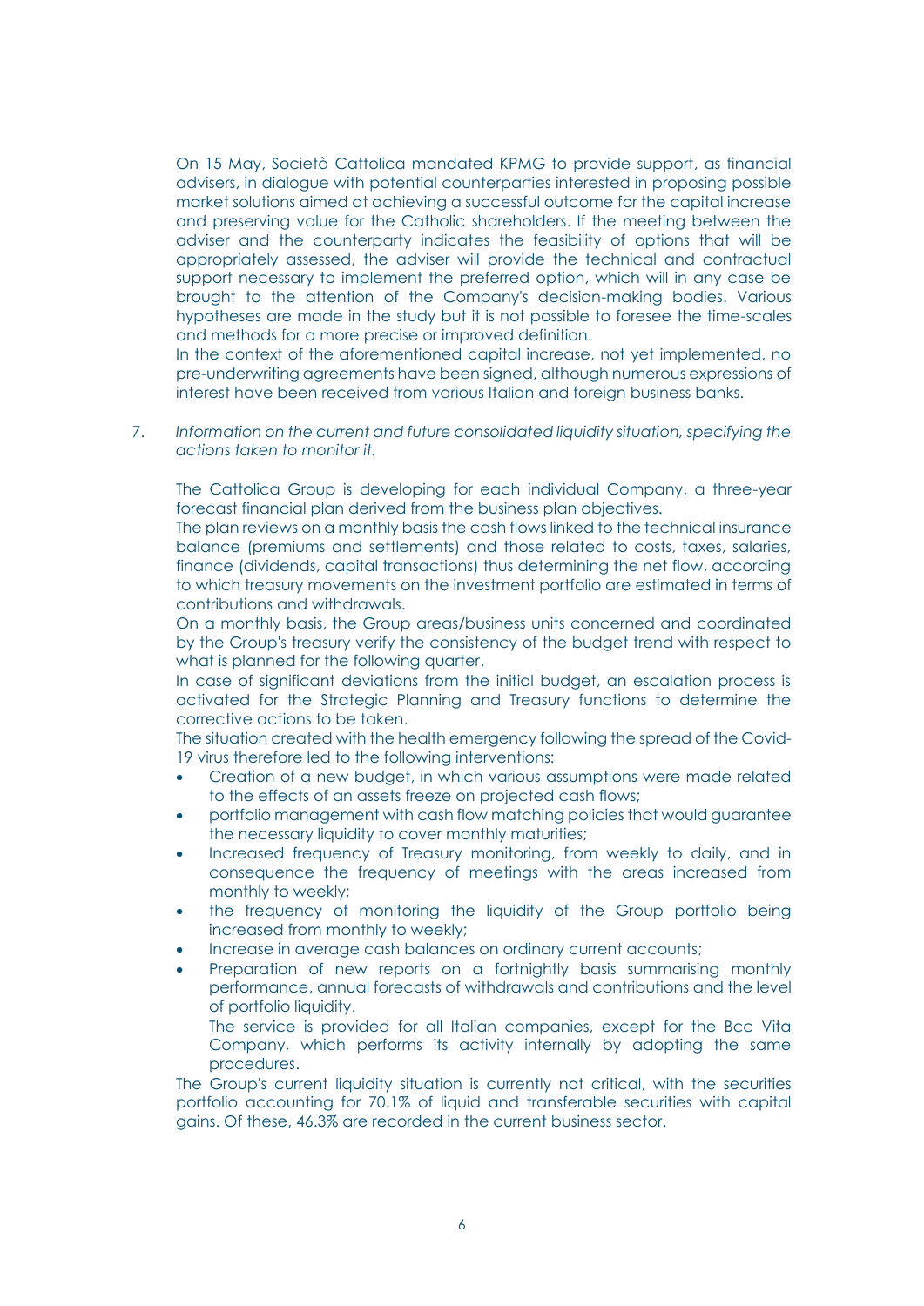On 15 May, Società Cattolica mandated KPMG to provide support, as financial advisers, in dialogue with potential counterparties interested in proposing possible market solutions aimed at achieving a successful outcome for the capital increase and preserving value for the Catholic shareholders. If the meeting between the adviser and the counterparty indicates the feasibility of options that will be appropriately assessed, the adviser will provide the technical and contractual support necessary to implement the preferred option, which will in any case be brought to the attention of the Company's decision-making bodies. Various hypotheses are made in the study but it is not possible to foresee the time-scales and methods for a more precise or improved definition.

In the context of the aforementioned capital increase, not yet implemented, no pre-underwriting agreements have been signed, although numerous expressions of interest have been received from various Italian and foreign business banks.

7. *Information on the current and future consolidated liquidity situation, specifying the actions taken to monitor it.*

The Cattolica Group is developing for each individual Company, a three-year forecast financial plan derived from the business plan objectives.

The plan reviews on a monthly basis the cash flows linked to the technical insurance balance (premiums and settlements) and those related to costs, taxes, salaries, finance (dividends, capital transactions) thus determining the net flow, according to which treasury movements on the investment portfolio are estimated in terms of contributions and withdrawals.

On a monthly basis, the Group areas/business units concerned and coordinated by the Group's treasury verify the consistency of the budget trend with respect to what is planned for the following quarter.

In case of significant deviations from the initial budget, an escalation process is activated for the Strategic Planning and Treasury functions to determine the corrective actions to be taken.

The situation created with the health emergency following the spread of the Covid-19 virus therefore led to the following interventions:

- Creation of a new budget, in which various assumptions were made related to the effects of an assets freeze on projected cash flows;
- portfolio management with cash flow matching policies that would guarantee the necessary liquidity to cover monthly maturities;
- Increased frequency of Treasury monitoring, from weekly to daily, and in consequence the frequency of meetings with the areas increased from monthly to weekly;
- the frequency of monitoring the liquidity of the Group portfolio being increased from monthly to weekly;
- Increase in average cash balances on ordinary current accounts;
- Preparation of new reports on a fortnightly basis summarising monthly performance, annual forecasts of withdrawals and contributions and the level of portfolio liquidity.

  The service is provided for all Italian companies, except for the Bcc Vita Company, which performs its activity internally by adopting the same procedures.

The Group's current liquidity situation is currently not critical, with the securities portfolio accounting for 70.1% of liquid and transferable securities with capital gains. Of these, 46.3% are recorded in the current business sector.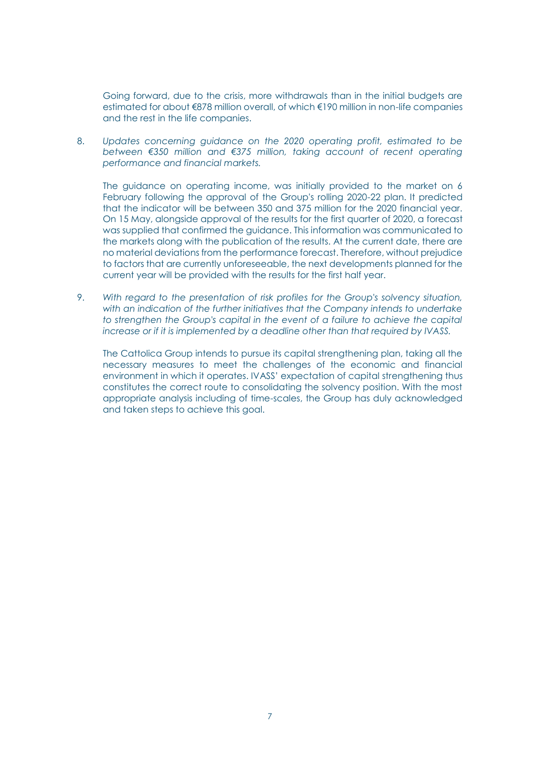Going forward, due to the crisis, more withdrawals than in the initial budgets are estimated for about €878 million overall, of which €190 million in non-life companies and the rest in the life companies.

8. *Updates concerning guidance on the 2020 operating profit, estimated to be between €350 million and €375 million, taking account of recent operating performance and financial markets.*

   The guidance on operating income, was initially provided to the market on 6 February following the approval of the Group's rolling 2020-22 plan. It predicted that the indicator will be between 350 and 375 million for the 2020 financial year. On 15 May, alongside approval of the results for the first quarter of 2020, a forecast was supplied that confirmed the guidance. This information was communicated to the markets along with the publication of the results. At the current date, there are no material deviations from the performance forecast. Therefore, without prejudice to factors that are currently unforeseeable, the next developments planned for the current year will be provided with the results for the first half year.

9. *With regard to the presentation of risk profiles for the Group's solvency situation, with an indication of the further initiatives that the Company intends to undertake to strengthen the Group's capital in the event of a failure to achieve the capital increase or if it is implemented by a deadline other than that required by IVASS.*

   The Cattolica Group intends to pursue its capital strengthening plan, taking all the necessary measures to meet the challenges of the economic and financial environment in which it operates. IVASS' expectation of capital strengthening thus constitutes the correct route to consolidating the solvency position. With the most appropriate analysis including of time-scales, the Group has duly acknowledged and taken steps to achieve this goal.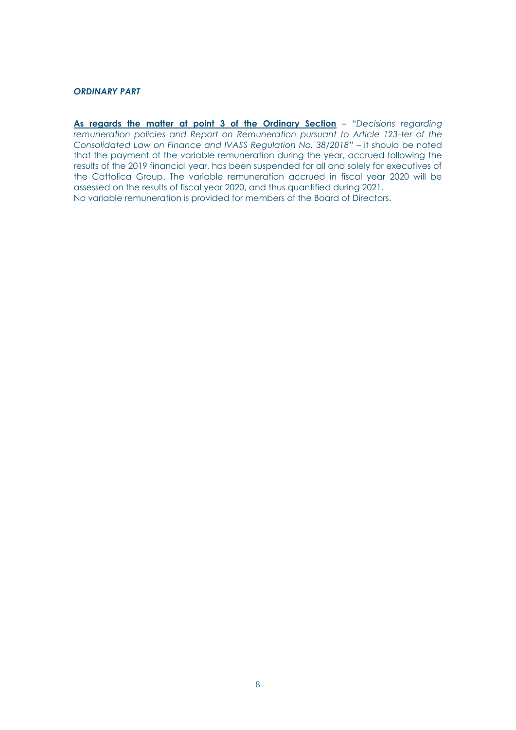***ORDINARY PART***

**As regards the matter at point 3 of the Ordinary Section** – "*Decisions regarding remuneration policies and Report on Remuneration pursuant to Article 123-ter of the Consolidated Law on Finance and IVASS Regulation No. 38/2018*" – it should be noted that the payment of the variable remuneration during the year, accrued following the results of the 2019 financial year, has been suspended for all and solely for executives of the Cattolica Group. The variable remuneration accrued in fiscal year 2020 will be assessed on the results of fiscal year 2020, and thus quantified during 2021.
No variable remuneration is provided for members of the Board of Directors.